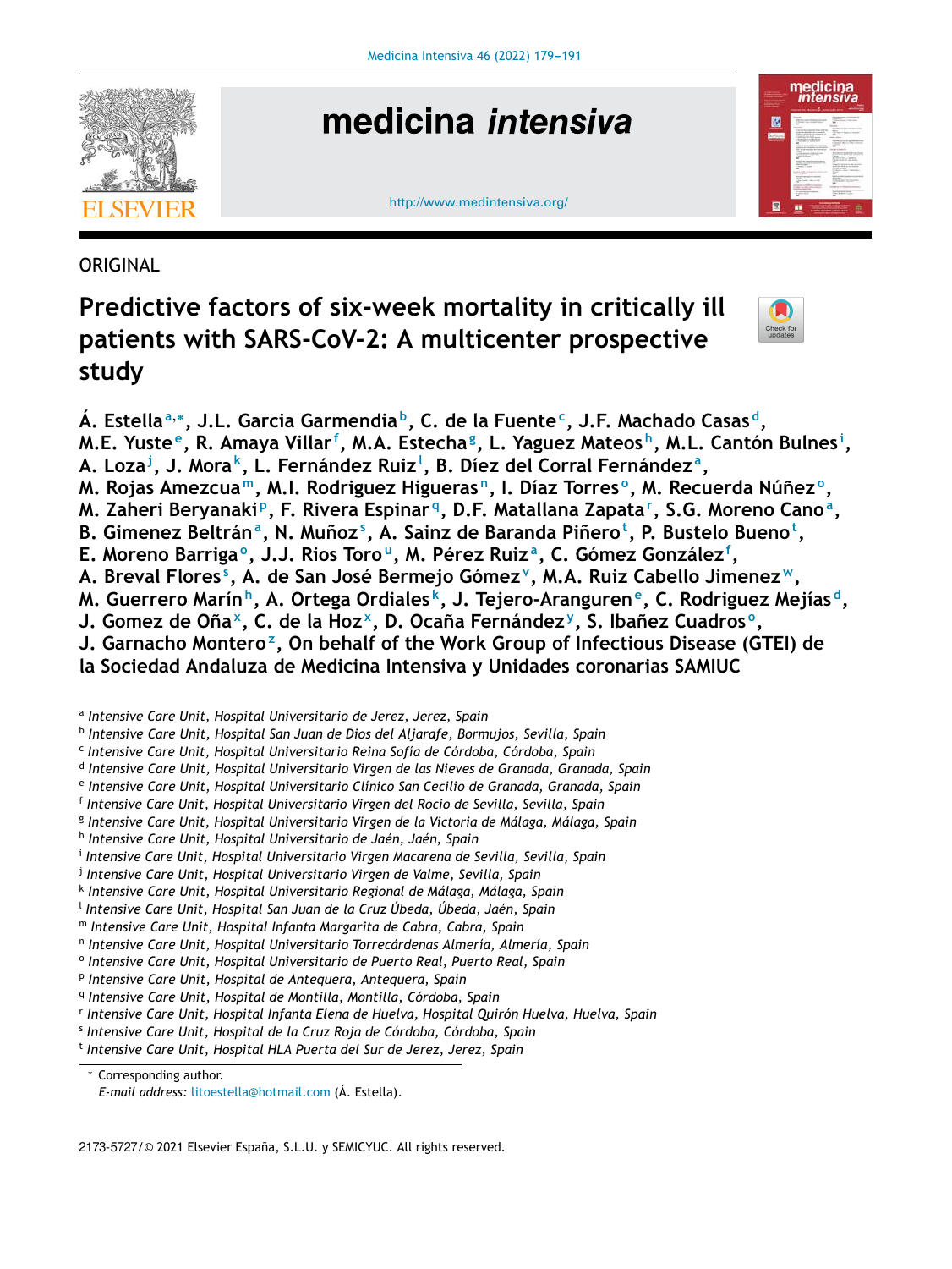ORIGINAL

# Predictive factors of six-week mortality in critically ill patients with SARS-CoV-2: A multicenter prospective study

**Á. Estella[a,*], J.L. Garcia Garmendia[b], C. de la Fuente[c], J.F. Machado Casas[d], M.E. Yuste[e], R. Amaya Villar[f], M.A. Estecha[g], L. Yaguez Mateos[h], M.L. Cantón Bulnes[i], A. Loza[j], J. Mora[k], L. Fernández Ruiz[l], B. Díez del Corral Fernández[a], M. Rojas Amezcua[m], M.I. Rodriguez Higueras[n], I. Díaz Torres[o], M. Recuerda Núñez[o], M. Zaheri Beryanaki[p], F. Rivera Espinar[q], D.F. Matallana Zapata[r], S.G. Moreno Cano[a], B. Gimenez Beltrán[a], N. Muñoz[s], A. Sainz de Baranda Piñero[t], P. Bustelo Bueno[t], E. Moreno Barriga[o], J.J. Rios Toro[u], M. Pérez Ruiz[a], C. Gómez González[f], A. Breval Flores[s], A. de San José Bermejo Gómez[v], M.A. Ruiz Cabello Jimenez[w], M. Guerrero Marín[h], A. Ortega Ordiales[k], J. Tejero-Aranguren[e], C. Rodriguez Mejías[d], J. Gomez de Oña[x], C. de la Hoz[x], D. Ocaña Fernández[y], S. Ibañez Cuadros[o], J. Garnacho Montero[z], On behalf of the Work Group of Infectious Disease (GTEI) de la Sociedad Andaluza de Medicina Intensiva y Unidades coronarias SAMIUC**

[a] *Intensive Care Unit, Hospital Universitario de Jerez, Jerez, Spain*
[b] *Intensive Care Unit, Hospital San Juan de Dios del Aljarafe, Bormujos, Sevilla, Spain*
[c] *Intensive Care Unit, Hospital Universitario Reina Sofía de Córdoba, Córdoba, Spain*
[d] *Intensive Care Unit, Hospital Universitario Virgen de las Nieves de Granada, Granada, Spain*
[e] *Intensive Care Unit, Hospital Universitario Clinico San Cecilio de Granada, Granada, Spain*
[f] *Intensive Care Unit, Hospital Universitario Virgen del Rocio de Sevilla, Sevilla, Spain*
[g] *Intensive Care Unit, Hospital Universitario Virgen de la Victoria de Málaga, Málaga, Spain*
[h] *Intensive Care Unit, Hospital Universitario de Jaén, Jaén, Spain*
[i] *Intensive Care Unit, Hospital Universitario Virgen Macarena de Sevilla, Sevilla, Spain*
[j] *Intensive Care Unit, Hospital Universitario Virgen de Valme, Sevilla, Spain*
[k] *Intensive Care Unit, Hospital Universitario Regional de Málaga, Málaga, Spain*
[l] *Intensive Care Unit, Hospital San Juan de la Cruz Úbeda, Úbeda, Jaén, Spain*
[m] *Intensive Care Unit, Hospital Infanta Margarita de Cabra, Cabra, Spain*
[n] *Intensive Care Unit, Hospital Universitario Torrecárdenas Almería, Almería, Spain*
[o] *Intensive Care Unit, Hospital Universitario de Puerto Real, Puerto Real, Spain*
[p] *Intensive Care Unit, Hospital de Antequera, Antequera, Spain*
[q] *Intensive Care Unit, Hospital de Montilla, Montilla, Córdoba, Spain*
[r] *Intensive Care Unit, Hospital Infanta Elena de Huelva, Hospital Quirón Huelva, Huelva, Spain*
[s] *Intensive Care Unit, Hospital de la Cruz Roja de Córdoba, Córdoba, Spain*
[t] *Intensive Care Unit, Hospital HLA Puerta del Sur de Jerez, Jerez, Spain*

\* Corresponding author.
*E-mail address:* litoestella@hotmail.com (Á. Estella).

2173-5727/© 2021 Elsevier España, S.L.U. y SEMICYUC. All rights reserved.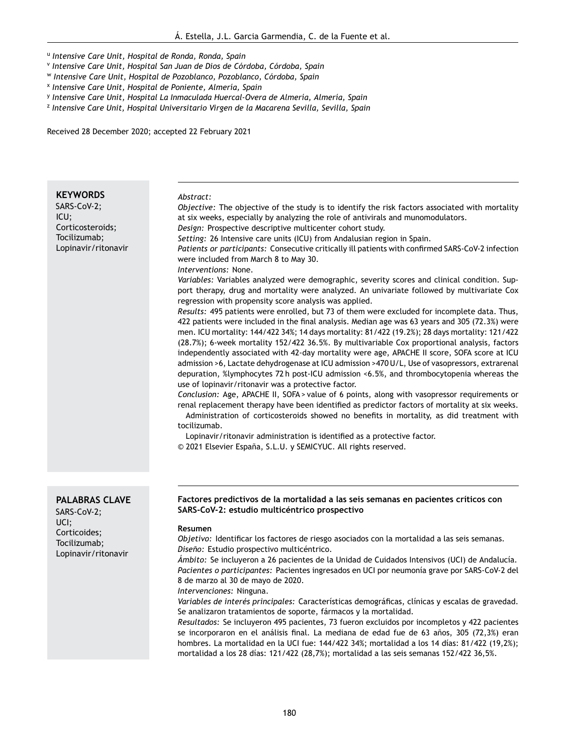[u] *Intensive Care Unit, Hospital de Ronda, Ronda, Spain*
[v] *Intensive Care Unit, Hospital San Juan de Dios de Córdoba, Córdoba, Spain*
[w] *Intensive Care Unit, Hospital de Pozoblanco, Pozoblanco, Córdoba, Spain*
[x] *Intensive Care Unit, Hospital de Poniente, Almería, Spain*
[y] *Intensive Care Unit, Hospital La Inmaculada Huercal-Overa de Almería, Almería, Spain*
[z] *Intensive Care Unit, Hospital Universitario Virgen de la Macarena Sevilla, Sevilla, Spain*

Received 28 December 2020; accepted 22 February 2021

**KEYWORDS**
SARS-CoV-2;
ICU;
Corticosteroids;
Tocilizumab;
Lopinavir/ritonavir

*Abstract:*
*Objective:* The objective of the study is to identify the risk factors associated with mortality at six weeks, especially by analyzing the role of antivirals and munomodulators.
*Design:* Prospective descriptive multicenter cohort study.
*Setting:* 26 Intensive care units (ICU) from Andalusian region in Spain.
*Patients or participants:* Consecutive critically ill patients with confirmed SARS-CoV-2 infection were included from March 8 to May 30.
*Interventions:* None.
*Variables:* Variables analyzed were demographic, severity scores and clinical condition. Support therapy, drug and mortality were analyzed. An univariate followed by multivariate Cox regression with propensity score analysis was applied.
*Results:* 495 patients were enrolled, but 73 of them were excluded for incomplete data. Thus, 422 patients were included in the final analysis. Median age was 63 years and 305 (72.3%) were men. ICU mortality: 144/422 34%; 14 days mortality: 81/422 (19.2%); 28 days mortality: 121/422 (28.7%); 6-week mortality 152/422 36.5%. By multivariable Cox proportional analysis, factors independently associated with 42-day mortality were age, APACHE II score, SOFA score at ICU admission >6, Lactate dehydrogenase at ICU admission >470 U/L, Use of vasopressors, extrarenal depuration, %lymphocytes 72 h post-ICU admission <6.5%, and thrombocytopenia whereas the use of lopinavir/ritonavir was a protective factor.
*Conclusion:* Age, APACHE II, SOFA > value of 6 points, along with vasopressor requirements or renal replacement therapy have been identified as predictor factors of mortality at six weeks.
Administration of corticosteroids showed no benefits in mortality, as did treatment with tocilizumab.
Lopinavir/ritonavir administration is identified as a protective factor.
© 2021 Elsevier España, S.L.U. y SEMICYUC. All rights reserved.

**PALABRAS CLAVE**
SARS-CoV-2;
UCI;
Corticoides;
Tocilizumab;
Lopinavir/ritonavir

**Factores predictivos de la mortalidad a las seis semanas en pacientes críticos con SARS-CoV-2: estudio multicéntrico prospectivo**

**Resumen**
*Objetivo:* Identificar los factores de riesgo asociados con la mortalidad a las seis semanas.
*Diseño:* Estudio prospectivo multicéntrico.
*Ámbito:* Se incluyeron a 26 pacientes de la Unidad de Cuidados Intensivos (UCI) de Andalucía.
*Pacientes o participantes:* Pacientes ingresados en UCI por neumonía grave por SARS-CoV-2 del 8 de marzo al 30 de mayo de 2020.
*Intervenciones:* Ninguna.
*Variables de interés principales:* Características demográficas, clínicas y escalas de gravedad. Se analizaron tratamientos de soporte, fármacos y la mortalidad.
*Resultados:* Se incluyeron 495 pacientes, 73 fueron excluidos por incompletos y 422 pacientes se incorporaron en el análisis final. La mediana de edad fue de 63 años, 305 (72,3%) eran hombres. La mortalidad en la UCI fue: 144/422 34%; mortalidad a los 14 días: 81/422 (19,2%); mortalidad a los 28 días: 121/422 (28,7%); mortalidad a las seis semanas 152/422 36,5%.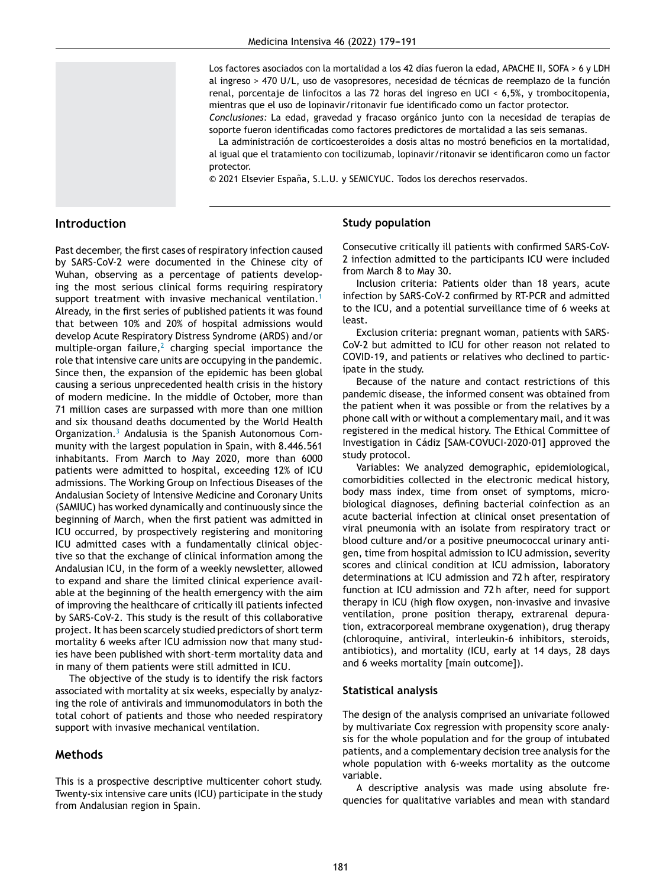Los factores asociados con la mortalidad a los 42 días fueron la edad, APACHE II, SOFA > 6 y LDH al ingreso > 470 U/L, uso de vasopresores, necesidad de técnicas de reemplazo de la función renal, porcentaje de linfocitos a las 72 horas del ingreso en UCI < 6,5%, y trombocitopenia, mientras que el uso de lopinavir/ritonavir fue identificado como un factor protector.

*Conclusiones:* La edad, gravedad y fracaso orgánico junto con la necesidad de terapias de soporte fueron identificadas como factores predictores de mortalidad a las seis semanas.

La administración de corticoesteroides a dosis altas no mostró beneficios en la mortalidad, al igual que el tratamiento con tocilizumab, lopinavir/ritonavir se identificaron como un factor protector.

© 2021 Elsevier España, S.L.U. y SEMICYUC. Todos los derechos reservados.

## Introduction

Past december, the first cases of respiratory infection caused by SARS-CoV-2 were documented in the Chinese city of Wuhan, observing as a percentage of patients developing the most serious clinical forms requiring respiratory support treatment with invasive mechanical ventilation.[1] Already, in the first series of published patients it was found that between 10% and 20% of hospital admissions would develop Acute Respiratory Distress Syndrome (ARDS) and/or multiple-organ failure,[2] charging special importance the role that intensive care units are occupying in the pandemic. Since then, the expansion of the epidemic has been global causing a serious unprecedented health crisis in the history of modern medicine. In the middle of October, more than 71 million cases are surpassed with more than one million and six thousand deaths documented by the World Health Organization.[3] Andalusia is the Spanish Autonomous Community with the largest population in Spain, with 8.446.561 inhabitants. From March to May 2020, more than 6000 patients were admitted to hospital, exceeding 12% of ICU admissions. The Working Group on Infectious Diseases of the Andalusian Society of Intensive Medicine and Coronary Units (SAMIUC) has worked dynamically and continuously since the beginning of March, when the first patient was admitted in ICU occurred, by prospectively registering and monitoring ICU admitted cases with a fundamentally clinical objective so that the exchange of clinical information among the Andalusian ICU, in the form of a weekly newsletter, allowed to expand and share the limited clinical experience available at the beginning of the health emergency with the aim of improving the healthcare of critically ill patients infected by SARS-CoV-2. This study is the result of this collaborative project. It has been scarcely studied predictors of short term mortality 6 weeks after ICU admission now that many studies have been published with short-term mortality data and in many of them patients were still admitted in ICU.

The objective of the study is to identify the risk factors associated with mortality at six weeks, especially by analyzing the role of antivirals and immunomodulators in both the total cohort of patients and those who needed respiratory support with invasive mechanical ventilation.

## Methods

This is a prospective descriptive multicenter cohort study. Twenty-six intensive care units (ICU) participate in the study from Andalusian region in Spain.

### Study population

Consecutive critically ill patients with confirmed SARS-CoV-2 infection admitted to the participants ICU were included from March 8 to May 30.

Inclusion criteria: Patients older than 18 years, acute infection by SARS-CoV-2 confirmed by RT-PCR and admitted to the ICU, and a potential surveillance time of 6 weeks at least.

Exclusion criteria: pregnant woman, patients with SARS-CoV-2 but admitted to ICU for other reason not related to COVID-19, and patients or relatives who declined to participate in the study.

Because of the nature and contact restrictions of this pandemic disease, the informed consent was obtained from the patient when it was possible or from the relatives by a phone call with or without a complementary mail, and it was registered in the medical history. The Ethical Committee of Investigation in Cádiz [SAM-COVUCI-2020-01] approved the study protocol.

Variables: We analyzed demographic, epidemiological, comorbidities collected in the electronic medical history, body mass index, time from onset of symptoms, microbiological diagnoses, defining bacterial coinfection as an acute bacterial infection at clinical onset presentation of viral pneumonia with an isolate from respiratory tract or blood culture and/or a positive pneumococcal urinary antigen, time from hospital admission to ICU admission, severity scores and clinical condition at ICU admission, laboratory determinations at ICU admission and 72 h after, respiratory function at ICU admission and 72 h after, need for support therapy in ICU (high flow oxygen, non-invasive and invasive ventilation, prone position therapy, extrarenal depuration, extracorporeal membrane oxygenation), drug therapy (chloroquine, antiviral, interleukin-6 inhibitors, steroids, antibiotics), and mortality (ICU, early at 14 days, 28 days and 6 weeks mortality [main outcome]).

### Statistical analysis

The design of the analysis comprised an univariate followed by multivariate Cox regression with propensity score analysis for the whole population and for the group of intubated patients, and a complementary decision tree analysis for the whole population with 6-weeks mortality as the outcome variable.

A descriptive analysis was made using absolute frequencies for qualitative variables and mean with standard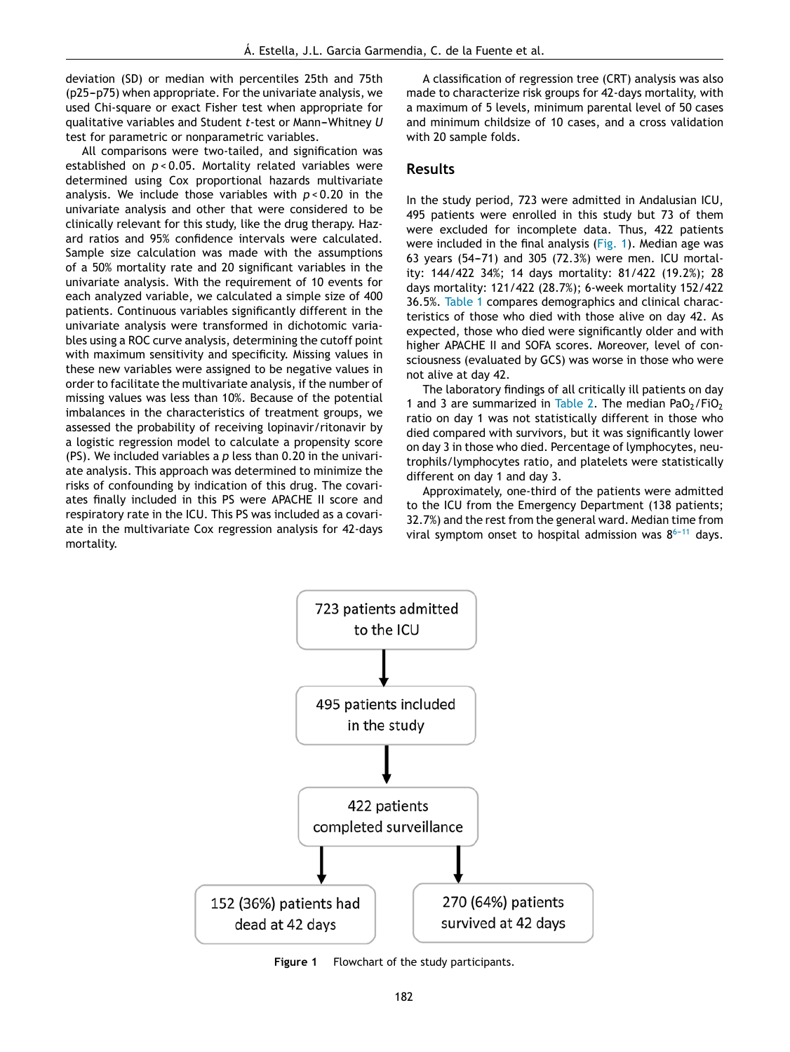deviation (SD) or median with percentiles 25th and 75th (p25−p75) when appropriate. For the univariate analysis, we used Chi-square or exact Fisher test when appropriate for qualitative variables and Student *t*-test or Mann−Whitney *U* test for parametric or nonparametric variables.

All comparisons were two-tailed, and signification was established on $p < 0.05$. Mortality related variables were determined using Cox proportional hazards multivariate analysis. We include those variables with $p < 0.20$ in the univariate analysis and other that were considered to be clinically relevant for this study, like the drug therapy. Hazard ratios and 95% confidence intervals were calculated. Sample size calculation was made with the assumptions of a 50% mortality rate and 20 significant variables in the univariate analysis. With the requirement of 10 events for each analyzed variable, we calculated a simple size of 400 patients. Continuous variables significantly different in the univariate analysis were transformed in dichotomic variables using a ROC curve analysis, determining the cutoff point with maximum sensitivity and specificity. Missing values in these new variables were assigned to be negative values in order to facilitate the multivariate analysis, if the number of missing values was less than 10%. Because of the potential imbalances in the characteristics of treatment groups, we assessed the probability of receiving lopinavir/ritonavir by a logistic regression model to calculate a propensity score (PS). We included variables a *p* less than 0.20 in the univariate analysis. This approach was determined to minimize the risks of confounding by indication of this drug. The covariates finally included in this PS were APACHE II score and respiratory rate in the ICU. This PS was included as a covariate in the multivariate Cox regression analysis for 42-days mortality.

A classification of regression tree (CRT) analysis was also made to characterize risk groups for 42-days mortality, with a maximum of 5 levels, minimum parental level of 50 cases and minimum childsize of 10 cases, and a cross validation with 20 sample folds.

## Results

In the study period, 723 were admitted in Andalusian ICU, 495 patients were enrolled in this study but 73 of them were excluded for incomplete data. Thus, 422 patients were included in the final analysis (Fig. 1). Median age was 63 years (54−71) and 305 (72.3%) were men. ICU mortality: 144/422 34%; 14 days mortality: 81/422 (19.2%); 28 days mortality: 121/422 (28.7%); 6-week mortality 152/422 36.5%. Table 1 compares demographics and clinical characteristics of those who died with those alive on day 42. As expected, those who died were significantly older and with higher APACHE II and SOFA scores. Moreover, level of consciousness (evaluated by GCS) was worse in those who were not alive at day 42.

The laboratory findings of all critically ill patients on day 1 and 3 are summarized in Table 2. The median $PaO_2/FiO_2$ ratio on day 1 was not statistically different in those who died compared with survivors, but it was significantly lower on day 3 in those who died. Percentage of lymphocytes, neutrophils/lymphocytes ratio, and platelets were statistically different on day 1 and day 3.

Approximately, one-third of the patients were admitted to the ICU from the Emergency Department (138 patients; 32.7%) and the rest from the general ward. Median time from viral symptom onset to hospital admission was 8[6–11] days.

723 patients admitted to the ICU
→ 495 patients included in the study
→ 422 patients completed surveillance
→ 152 (36%) patients had dead at 42 days | 270 (64%) patients survived at 42 days

**Figure 1** Flowchart of the study participants.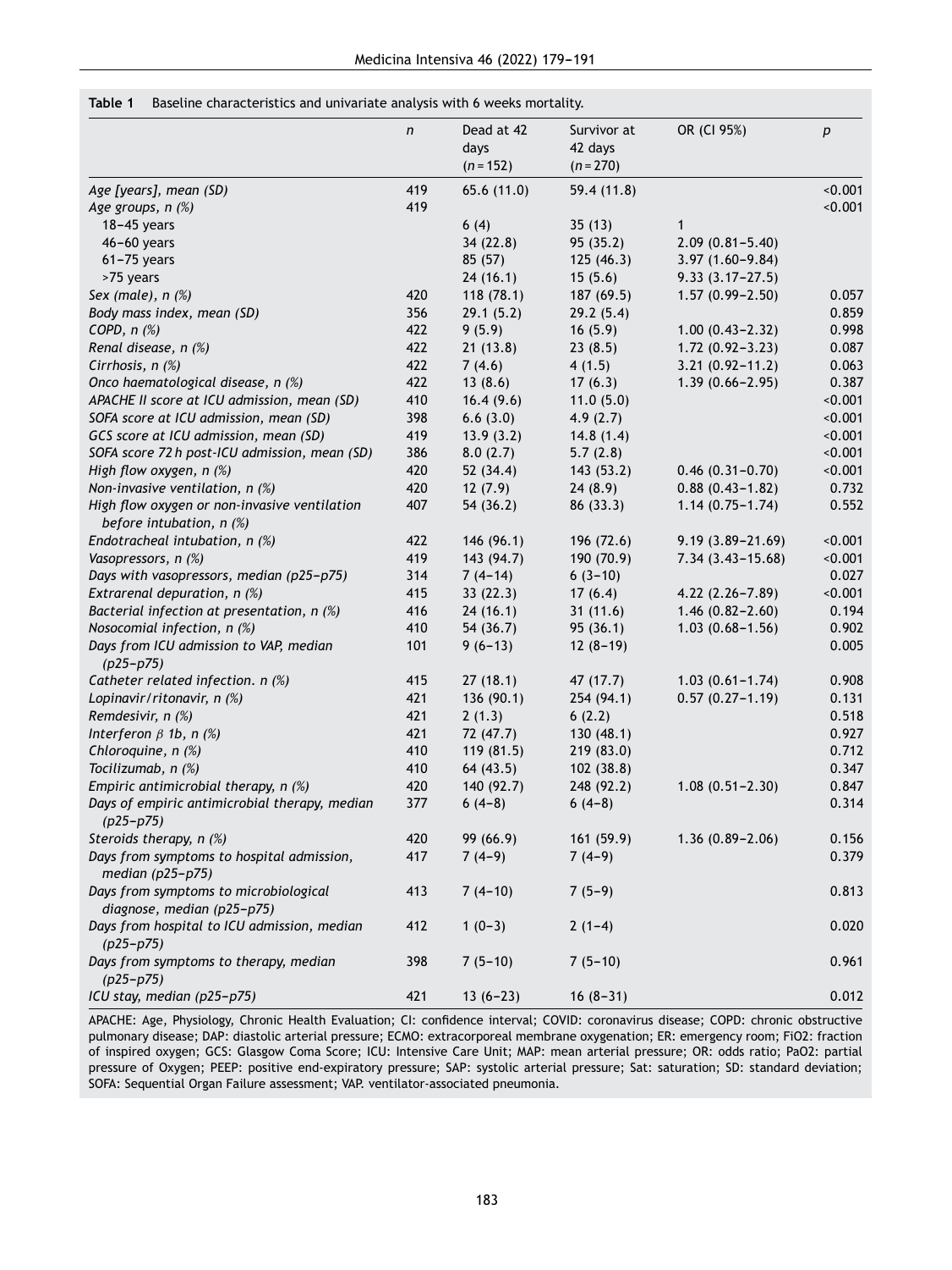**Table 1** Baseline characteristics and univariate analysis with 6 weeks mortality.

| | n | Dead at 42 days (n = 152) | Survivor at 42 days (n = 270) | OR (CI 95%) | p |
|---|---|---|---|---|---|
| *Age [years], mean (SD)* | 419 | 65.6 (11.0) | 59.4 (11.8) | | <0.001 |
| *Age groups, n (%)* | 419 | | | | <0.001 |
| 18–45 years | | 6 (4) | 35 (13) | 1 | |
| 46–60 years | | 34 (22.8) | 95 (35.2) | 2.09 (0.81–5.40) | |
| 61–75 years | | 85 (57) | 125 (46.3) | 3.97 (1.60–9.84) | |
| >75 years | | 24 (16.1) | 15 (5.6) | 9.33 (3.17–27.5) | |
| *Sex (male), n (%)* | 420 | 118 (78.1) | 187 (69.5) | 1.57 (0.99–2.50) | 0.057 |
| *Body mass index, mean (SD)* | 356 | 29.1 (5.2) | 29.2 (5.4) | | 0.859 |
| *COPD, n (%)* | 422 | 9 (5.9) | 16 (5.9) | 1.00 (0.43–2.32) | 0.998 |
| *Renal disease, n (%)* | 422 | 21 (13.8) | 23 (8.5) | 1.72 (0.92–3.23) | 0.087 |
| *Cirrhosis, n (%)* | 422 | 7 (4.6) | 4 (1.5) | 3.21 (0.92–11.2) | 0.063 |
| *Onco haematological disease, n (%)* | 422 | 13 (8.6) | 17 (6.3) | 1.39 (0.66–2.95) | 0.387 |
| *APACHE II score at ICU admission, mean (SD)* | 410 | 16.4 (9.6) | 11.0 (5.0) | | <0.001 |
| *SOFA score at ICU admission, mean (SD)* | 398 | 6.6 (3.0) | 4.9 (2.7) | | <0.001 |
| *GCS score at ICU admission, mean (SD)* | 419 | 13.9 (3.2) | 14.8 (1.4) | | <0.001 |
| *SOFA score 72 h post-ICU admission, mean (SD)* | 386 | 8.0 (2.7) | 5.7 (2.8) | | <0.001 |
| *High flow oxygen, n (%)* | 420 | 52 (34.4) | 143 (53.2) | 0.46 (0.31–0.70) | <0.001 |
| *Non-invasive ventilation, n (%)* | 420 | 12 (7.9) | 24 (8.9) | 0.88 (0.43–1.82) | 0.732 |
| *High flow oxygen or non-invasive ventilation before intubation, n (%)* | 407 | 54 (36.2) | 86 (33.3) | 1.14 (0.75–1.74) | 0.552 |
| *Endotracheal intubation, n (%)* | 422 | 146 (96.1) | 196 (72.6) | 9.19 (3.89–21.69) | <0.001 |
| *Vasopressors, n (%)* | 419 | 143 (94.7) | 190 (70.9) | 7.34 (3.43–15.68) | <0.001 |
| *Days with vasopressors, median (p25–p75)* | 314 | 7 (4–14) | 6 (3–10) | | 0.027 |
| *Extrarenal depuration, n (%)* | 415 | 33 (22.3) | 17 (6.4) | 4.22 (2.26–7.89) | <0.001 |
| *Bacterial infection at presentation, n (%)* | 416 | 24 (16.1) | 31 (11.6) | 1.46 (0.82–2.60) | 0.194 |
| *Nosocomial infection, n (%)* | 410 | 54 (36.7) | 95 (36.1) | 1.03 (0.68–1.56) | 0.902 |
| *Days from ICU admission to VAP, median (p25–p75)* | 101 | 9 (6–13) | 12 (8–19) | | 0.005 |
| *Catheter related infection. n (%)* | 415 | 27 (18.1) | 47 (17.7) | 1.03 (0.61–1.74) | 0.908 |
| *Lopinavir/ritonavir, n (%)* | 421 | 136 (90.1) | 254 (94.1) | 0.57 (0.27–1.19) | 0.131 |
| *Remdesivir, n (%)* | 421 | 2 (1.3) | 6 (2.2) | | 0.518 |
| *Interferon $\beta$ 1b, n (%)* | 421 | 72 (47.7) | 130 (48.1) | | 0.927 |
| *Chloroquine, n (%)* | 410 | 119 (81.5) | 219 (83.0) | | 0.712 |
| *Tocilizumab, n (%)* | 410 | 64 (43.5) | 102 (38.8) | | 0.347 |
| *Empiric antimicrobial therapy, n (%)* | 420 | 140 (92.7) | 248 (92.2) | 1.08 (0.51–2.30) | 0.847 |
| *Days of empiric antimicrobial therapy, median (p25–p75)* | 377 | 6 (4–8) | 6 (4–8) | | 0.314 |
| *Steroids therapy, n (%)* | 420 | 99 (66.9) | 161 (59.9) | 1.36 (0.89–2.06) | 0.156 |
| *Days from symptoms to hospital admission, median (p25–p75)* | 417 | 7 (4–9) | 7 (4–9) | | 0.379 |
| *Days from symptoms to microbiological diagnose, median (p25–p75)* | 413 | 7 (4–10) | 7 (5–9) | | 0.813 |
| *Days from hospital to ICU admission, median (p25–p75)* | 412 | 1 (0–3) | 2 (1–4) | | 0.020 |
| *Days from symptoms to therapy, median (p25–p75)* | 398 | 7 (5–10) | 7 (5–10) | | 0.961 |
| *ICU stay, median (p25–p75)* | 421 | 13 (6–23) | 16 (8–31) | | 0.012 |

APACHE: Age, Physiology, Chronic Health Evaluation; CI: confidence interval; COVID: coronavirus disease; COPD: chronic obstructive pulmonary disease; DAP: diastolic arterial pressure; ECMO: extracorporeal membrane oxygenation; ER: emergency room; FiO2: fraction of inspired oxygen; GCS: Glasgow Coma Score; ICU: Intensive Care Unit; MAP: mean arterial pressure; OR: odds ratio; PaO2: partial pressure of Oxygen; PEEP: positive end-expiratory pressure; SAP: systolic arterial pressure; Sat: saturation; SD: standard deviation; SOFA: Sequential Organ Failure assessment; VAP. ventilator-associated pneumonia.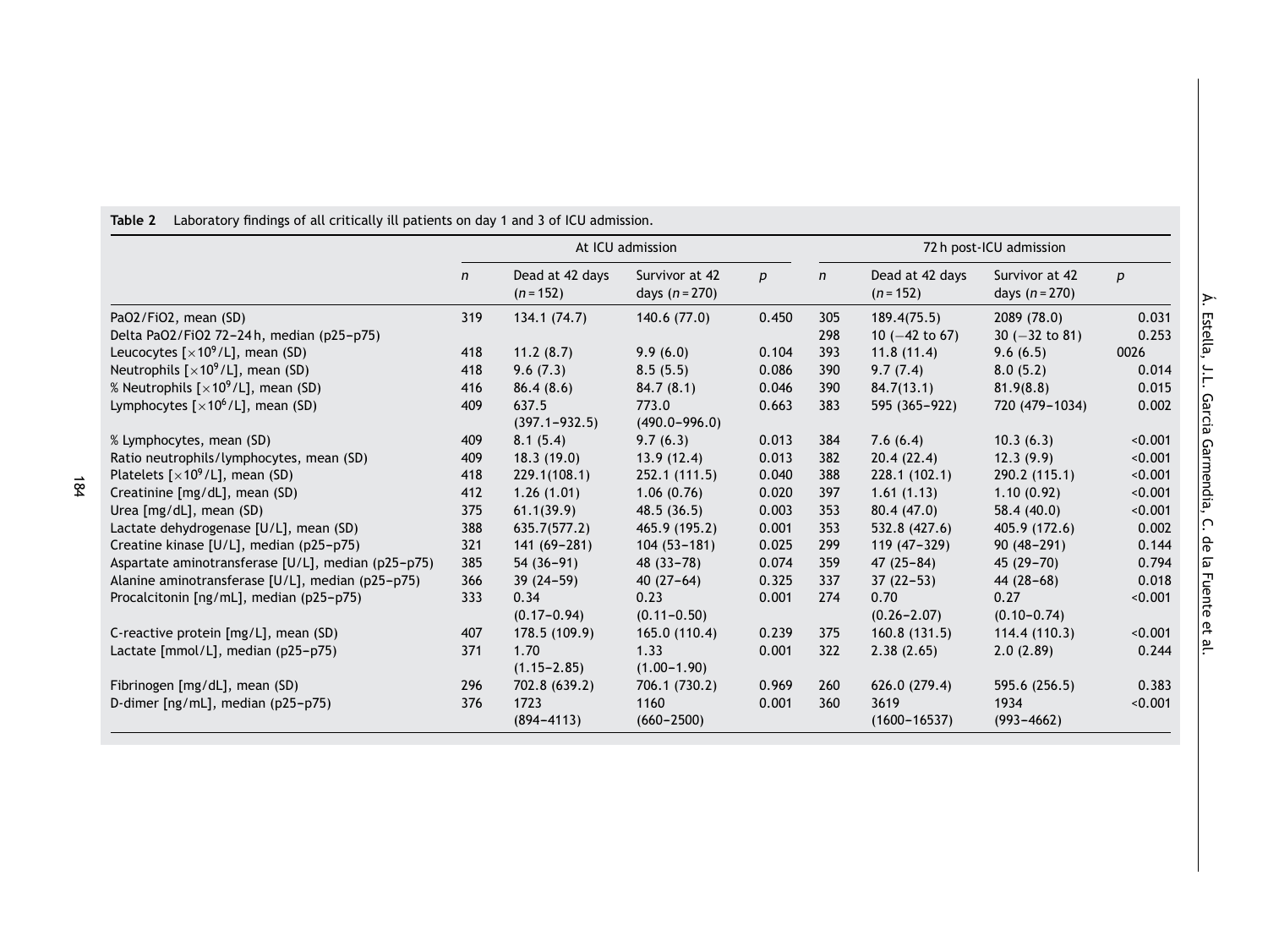**Table 2** Laboratory findings of all critically ill patients on day 1 and 3 of ICU admission.

| | At ICU admission | | | | 72 h post-ICU admission | | | |
|---|---|---|---|---|---|---|---|---|
| | $n$ | Dead at 42 days ($n$ = 152) | Survivor at 42 days ($n$ = 270) | $p$ | $n$ | Dead at 42 days ($n$ = 152) | Survivor at 42 days ($n$ = 270) | $p$ |
| PaO2/FiO2, mean (SD) | 319 | 134.1 (74.7) | 140.6 (77.0) | 0.450 | 305 | 189.4(75.5) | 2089 (78.0) | 0.031 |
| Delta PaO2/FiO2 72–24 h, median (p25–p75) | | | | | 298 | 10 (−42 to 67) | 30 (−32 to 81) | 0.253 |
| Leucocytes [$\times 10^9$/L], mean (SD) | 418 | 11.2 (8.7) | 9.9 (6.0) | 0.104 | 393 | 11.8 (11.4) | 9.6 (6.5) | 0026 |
| Neutrophils [$\times 10^9$/L], mean (SD) | 418 | 9.6 (7.3) | 8.5 (5.5) | 0.086 | 390 | 9.7 (7.4) | 8.0 (5.2) | 0.014 |
| % Neutrophils [$\times 10^9$/L], mean (SD) | 416 | 86.4 (8.6) | 84.7 (8.1) | 0.046 | 390 | 84.7(13.1) | 81.9(8.8) | 0.015 |
| Lymphocytes [$\times 10^6$/L], mean (SD) | 409 | 637.5 (397.1–932.5) | 773.0 (490.0–996.0) | 0.663 | 383 | 595 (365–922) | 720 (479–1034) | 0.002 |
| % Lymphocytes, mean (SD) | 409 | 8.1 (5.4) | 9.7 (6.3) | 0.013 | 384 | 7.6 (6.4) | 10.3 (6.3) | <0.001 |
| Ratio neutrophils/lymphocytes, mean (SD) | 409 | 18.3 (19.0) | 13.9 (12.4) | 0.013 | 382 | 20.4 (22.4) | 12.3 (9.9) | <0.001 |
| Platelets [$\times 10^9$/L], mean (SD) | 418 | 229.1(108.1) | 252.1 (111.5) | 0.040 | 388 | 228.1 (102.1) | 290.2 (115.1) | <0.001 |
| Creatinine [mg/dL], mean (SD) | 412 | 1.26 (1.01) | 1.06 (0.76) | 0.020 | 397 | 1.61 (1.13) | 1.10 (0.92) | <0.001 |
| Urea [mg/dL], mean (SD) | 375 | 61.1(39.9) | 48.5 (36.5) | 0.003 | 353 | 80.4 (47.0) | 58.4 (40.0) | <0.001 |
| Lactate dehydrogenase [U/L], mean (SD) | 388 | 635.7(577.2) | 465.9 (195.2) | 0.001 | 353 | 532.8 (427.6) | 405.9 (172.6) | 0.002 |
| Creatine kinase [U/L], median (p25–p75) | 321 | 141 (69–281) | 104 (53–181) | 0.025 | 299 | 119 (47–329) | 90 (48–291) | 0.144 |
| Aspartate aminotransferase [U/L], median (p25–p75) | 385 | 54 (36–91) | 48 (33–78) | 0.074 | 359 | 47 (25–84) | 45 (29–70) | 0.794 |
| Alanine aminotransferase [U/L], median (p25–p75) | 366 | 39 (24–59) | 40 (27–64) | 0.325 | 337 | 37 (22–53) | 44 (28–68) | 0.018 |
| Procalcitonin [ng/mL], median (p25–p75) | 333 | 0.34 (0.17–0.94) | 0.23 (0.11–0.50) | 0.001 | 274 | 0.70 (0.26–2.07) | 0.27 (0.10–0.74) | <0.001 |
| C-reactive protein [mg/L], mean (SD) | 407 | 178.5 (109.9) | 165.0 (110.4) | 0.239 | 375 | 160.8 (131.5) | 114.4 (110.3) | <0.001 |
| Lactate [mmol/L], median (p25–p75) | 371 | 1.70 (1.15–2.85) | 1.33 (1.00–1.90) | 0.001 | 322 | 2.38 (2.65) | 2.0 (2.89) | 0.244 |
| Fibrinogen [mg/dL], mean (SD) | 296 | 702.8 (639.2) | 706.1 (730.2) | 0.969 | 260 | 626.0 (279.4) | 595.6 (256.5) | 0.383 |
| D-dimer [ng/mL], median (p25–p75) | 376 | 1723 (894–4113) | 1160 (660–2500) | 0.001 | 360 | 3619 (1600–16537) | 1934 (993–4662) | <0.001 |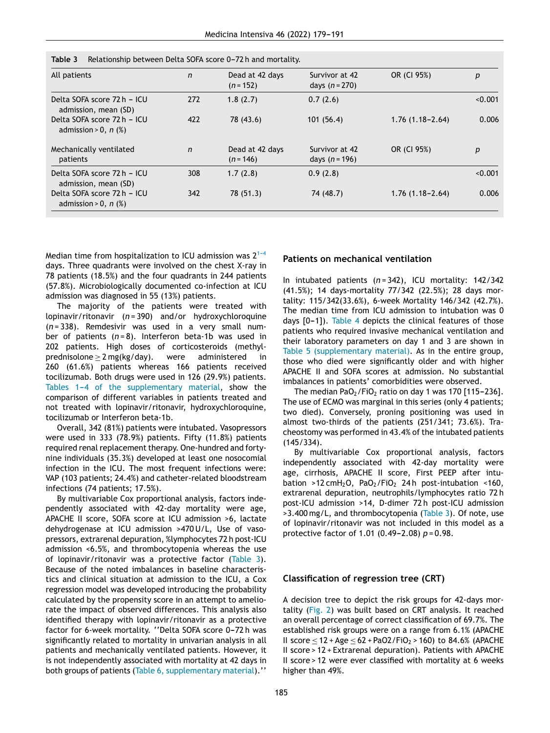**Table 3** Relationship between Delta SOFA score 0–72 h and mortality.

| All patients | *n* | Dead at 42 days (*n* = 152) | Survivor at 42 days (*n* = 270) | OR (CI 95%) | *p* |
|---|---|---|---|---|---|
| Delta SOFA score 72 h – ICU admission, mean (SD) | 272 | 1.8 (2.7) | 0.7 (2.6) | | <0.001 |
| Delta SOFA score 72 h – ICU admission > 0, *n* (%) | 422 | 78 (43.6) | 101 (56.4) | 1.76 (1.18–2.64) | 0.006 |
| **Mechanically ventilated patients** | ***n*** | **Dead at 42 days (*n* = 146)** | **Survivor at 42 days (*n* = 196)** | **OR (CI 95%)** | ***p*** |
| Delta SOFA score 72 h – ICU admission, mean (SD) | 308 | 1.7 (2.8) | 0.9 (2.8) | | <0.001 |
| Delta SOFA score 72 h – ICU admission > 0, *n* (%) | 342 | 78 (51.3) | 74 (48.7) | 1.76 (1.18–2.64) | 0.006 |

Median time from hospitalization to ICU admission was 2[1–4] days. Three quadrants were involved on the chest X-ray in 78 patients (18.5%) and the four quadrants in 244 patients (57.8%). Microbiologically documented co-infection at ICU admission was diagnosed in 55 (13%) patients.

The majority of the patients were treated with lopinavir/ritonavir (*n* = 390) and/or hydroxychloroquine (*n* = 338). Remdesivir was used in a very small number of patients (*n* = 8). Interferon beta-1b was used in 202 patients. High doses of corticosteroids (methylprednisolone ≥ 2 mg(kg/day). were administered in 260 (61.6%) patients whereas 166 patients received tocilizumab. Both drugs were used in 126 (29.9%) patients. Tables 1–4 of the supplementary material, show the comparison of different variables in patients treated and not treated with lopinavir/ritonavir, hydroxychloroquine, tocilizumab or Interferon beta-1b.

Overall, 342 (81%) patients were intubated. Vasopressors were used in 333 (78.9%) patients. Fifty (11.8%) patients required renal replacement therapy. One-hundred and forty-nine individuals (35.3%) developed at least one nosocomial infection in the ICU. The most frequent infections were: VAP (103 patients; 24.4%) and catheter-related bloodstream infections (74 patients; 17.5%).

By multivariable Cox proportional analysis, factors independently associated with 42-day mortality were age, APACHE II score, SOFA score at ICU admission >6, lactate dehydrogenase at ICU admission >470 U/L, Use of vasopressors, extrarenal depuration, %lymphocytes 72 h post-ICU admission <6.5%, and thrombocytopenia whereas the use of lopinavir/ritonavir was a protective factor (Table 3). Because of the noted imbalances in baseline characteristics and clinical situation at admission to the ICU, a Cox regression model was developed introducing the probability calculated by the propensity score in an attempt to ameliorate the impact of observed differences. This analysis also identified therapy with lopinavir/ritonavir as a protective factor for 6-week mortality. ''Delta SOFA score 0–72 h was significantly related to mortality in univarian analysis in all patients and mechanically ventilated patients. However, it is not independently associated with mortality at 42 days in both groups of patients (Table 6, supplementary material).''

## Patients on mechanical ventilation

In intubated patients (*n* = 342), ICU mortality: 142/342 (41.5%); 14 days-mortality 77/342 (22.5%); 28 days mortality: 115/342(33.6%), 6-week Mortality 146/342 (42.7%). The median time from ICU admission to intubation was 0 days [0–1]). Table 4 depicts the clinical features of those patients who required invasive mechanical ventilation and their laboratory parameters on day 1 and 3 are shown in Table 5 (supplementary material). As in the entire group, those who died were significantly older and with higher APACHE II and SOFA scores at admission. No substantial imbalances in patients' comorbidities were observed.

The median $PaO_2/FiO_2$ ratio on day 1 was 170 [115–236]. The use of ECMO was marginal in this series (only 4 patients; two died). Conversely, proning positioning was used in almost two-thirds of the patients (251/341; 73.6%). Tracheostomy was performed in 43.4% of the intubated patients (145/334).

By multivariable Cox proportional analysis, factors independently associated with 42-day mortality were age, cirrhosis, APACHE II score, First PEEP after intubation >12 cm$H_2O$, $PaO_2/FiO_2$ 24 h post-intubation <160, extrarenal depuration, neutrophils/lymphocytes ratio 72 h post-ICU admission >14, D-dimer 72 h post-ICU admission >3.400 mg/L, and thrombocytopenia (Table 3). Of note, use of lopinavir/ritonavir was not included in this model as a protective factor of 1.01 (0.49–2.08) $p$ = 0.98.

## Classification of regression tree (CRT)

A decision tree to depict the risk groups for 42-days mortality (Fig. 2) was built based on CRT analysis. It reached an overall percentage of correct classification of 69.7%. The established risk groups were on a range from 6.1% (APACHE II score ≤ 12 + Age ≤ 62 + PaO2/FiO2 > 160) to 84.6% (APACHE II score > 12 + Extrarenal depuration). Patients with APACHE II score > 12 were ever classified with mortality at 6 weeks higher than 49%.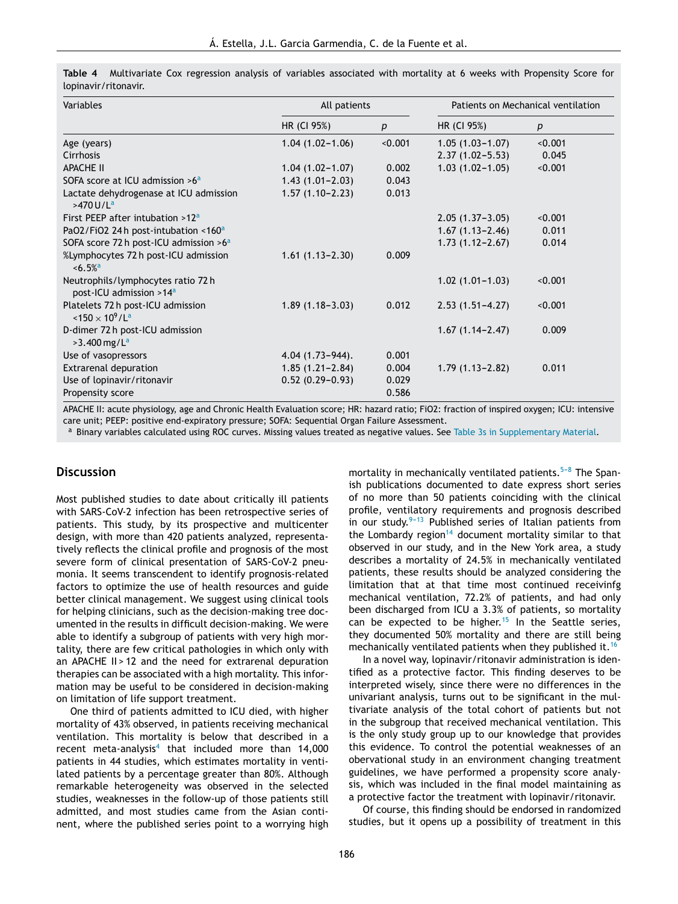**Table 4** Multivariate Cox regression analysis of variables associated with mortality at 6 weeks with Propensity Score for lopinavir/ritonavir.

| Variables | All patients | | Patients on Mechanical ventilation | |
|---|---|---|---|---|
| | HR (CI 95%) | p | HR (CI 95%) | p |
| Age (years) | 1.04 (1.02–1.06) | <0.001 | 1.05 (1.03–1.07) | <0.001 |
| Cirrhosis | | | 2.37 (1.02–5.53) | 0.045 |
| APACHE II | 1.04 (1.02–1.07) | 0.002 | 1.03 (1.02–1.05) | <0.001 |
| SOFA score at ICU admission >6[a] | 1.43 (1.01–2.03) | 0.043 | | |
| Lactate dehydrogenase at ICU admission >470 U/L[a] | 1.57 (1.10–2.23) | 0.013 | | |
| First PEEP after intubation >12[a] | | | 2.05 (1.37–3.05) | <0.001 |
| PaO2/FiO2 24 h post-intubation <160[a] | | | 1.67 (1.13–2.46) | 0.011 |
| SOFA score 72 h post-ICU admission >6[a] | | | 1.73 (1.12–2.67) | 0.014 |
| %Lymphocytes 72 h post-ICU admission <6.5%[a] | 1.61 (1.13–2.30) | 0.009 | | |
| Neutrophils/lymphocytes ratio 72 h post-ICU admission >14[a] | | | 1.02 (1.01–1.03) | <0.001 |
| Platelets 72 h post-ICU admission $<150 \times 10^9/L$[a] | 1.89 (1.18–3.03) | 0.012 | 2.53 (1.51–4.27) | <0.001 |
| D-dimer 72 h post-ICU admission >3.400 mg/L[a] | | | 1.67 (1.14–2.47) | 0.009 |
| Use of vasopressors | 4.04 (1.73–944). | 0.001 | | |
| Extrarenal depuration | 1.85 (1.21–2.84) | 0.004 | 1.79 (1.13–2.82) | 0.011 |
| Use of lopinavir/ritonavir | 0.52 (0.29–0.93) | 0.029 | | |
| Propensity score | | 0.586 | | |

APACHE II: acute physiology, age and Chronic Health Evaluation score; HR: hazard ratio; FiO2: fraction of inspired oxygen; ICU: intensive care unit; PEEP: positive end-expiratory pressure; SOFA: Sequential Organ Failure Assessment.

[a] Binary variables calculated using ROC curves. Missing values treated as negative values. See Table 3s in Supplementary Material.

## Discussion

Most published studies to date about critically ill patients with SARS-CoV-2 infection has been retrospective series of patients. This study, by its prospective and multicenter design, with more than 420 patients analyzed, representatively reflects the clinical profile and prognosis of the most severe form of clinical presentation of SARS-CoV-2 pneumonia. It seems transcendent to identify prognosis-related factors to optimize the use of health resources and guide better clinical management. We suggest using clinical tools for helping clinicians, such as the decision-making tree documented in the results in difficult decision-making. We were able to identify a subgroup of patients with very high mortality, there are few critical pathologies in which only with an APACHE II > 12 and the need for extrarenal depuration therapies can be associated with a high mortality. This information may be useful to be considered in decision-making on limitation of life support treatment.

One third of patients admitted to ICU died, with higher mortality of 43% observed, in patients receiving mechanical ventilation. This mortality is below that described in a recent meta-analysis[4] that included more than 14,000 patients in 44 studies, which estimates mortality in ventilated patients by a percentage greater than 80%. Although remarkable heterogeneity was observed in the selected studies, weaknesses in the follow-up of those patients still admitted, and most studies came from the Asian continent, where the published series point to a worrying high mortality in mechanically ventilated patients.[5–8] The Spanish publications documented to date express short series of no more than 50 patients coinciding with the clinical profile, ventilatory requirements and prognosis described in our study.[9–13] Published series of Italian patients from the Lombardy region[14] document mortality similar to that observed in our study, and in the New York area, a study describes a mortality of 24.5% in mechanically ventilated patients, these results should be analyzed considering the limitation that at that time most continued receivinfg mechanical ventilation, 72.2% of patients, and had only been discharged from ICU a 3.3% of patients, so mortality can be expected to be higher.[15] In the Seattle series, they documented 50% mortality and there are still being mechanically ventilated patients when they published it.[16]

In a novel way, lopinavir/ritonavir administration is identified as a protective factor. This finding deserves to be interpreted wisely, since there were no differences in the univariant analysis, turns out to be significant in the multivariate analysis of the total cohort of patients but not in the subgroup that received mechanical ventilation. This is the only study group up to our knowledge that provides this evidence. To control the potential weaknesses of an obervational study in an environment changing treatment guidelines, we have performed a propensity score analysis, which was included in the final model maintaining as a protective factor the treatment with lopinavir/ritonavir.

Of course, this finding should be endorsed in randomized studies, but it opens up a possibility of treatment in this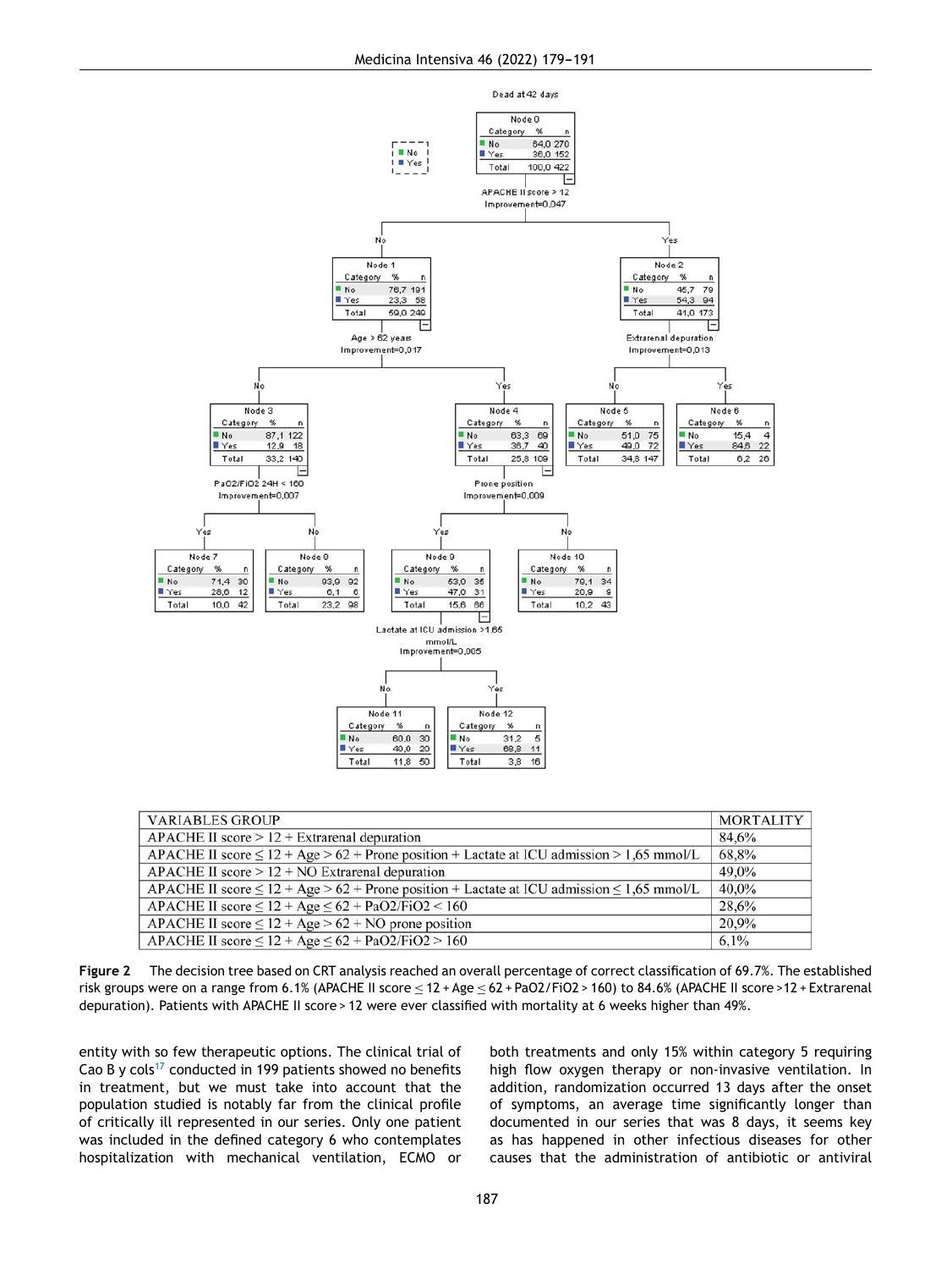| VARIABLES GROUP | MORTALITY |
|---|---|
| APACHE II score > 12 + Extrarenal depuration | 84,6% |
| APACHE II score ≤ 12 + Age > 62 + Prone position + Lactate at ICU admission > 1,65 mmol/L | 68,8% |
| APACHE II score > 12 + NO Extrarenal depuration | 49,0% |
| APACHE II score ≤ 12 + Age > 62 + Prone position + Lactate at ICU admission ≤ 1,65 mmol/L | 40,0% |
| APACHE II score ≤ 12 + Age ≤ 62 + PaO2/FiO2 < 160 | 28,6% |
| APACHE II score ≤ 12 + Age > 62 + NO prone position | 20,9% |
| APACHE II score ≤ 12 + Age ≤ 62 + PaO2/FiO2 > 160 | 6,1% |

**Figure 2** The decision tree based on CRT analysis reached an overall percentage of correct classification of 69.7%. The established risk groups were on a range from 6.1% (APACHE II score ≤ 12 + Age ≤ 62 + PaO2/FiO2 > 160) to 84.6% (APACHE II score >12 + Extrarenal depuration). Patients with APACHE II score > 12 were ever classified with mortality at 6 weeks higher than 49%.

entity with so few therapeutic options. The clinical trial of Cao B y cols[17] conducted in 199 patients showed no benefits in treatment, but we must take into account that the population studied is notably far from the clinical profile of critically ill represented in our series. Only one patient was included in the defined category 6 who contemplates hospitalization with mechanical ventilation, ECMO or both treatments and only 15% within category 5 requiring high flow oxygen therapy or non-invasive ventilation. In addition, randomization occurred 13 days after the onset of symptoms, an average time significantly longer than documented in our series that was 8 days, it seems key as has happened in other infectious diseases for other causes that the administration of antibiotic or antiviral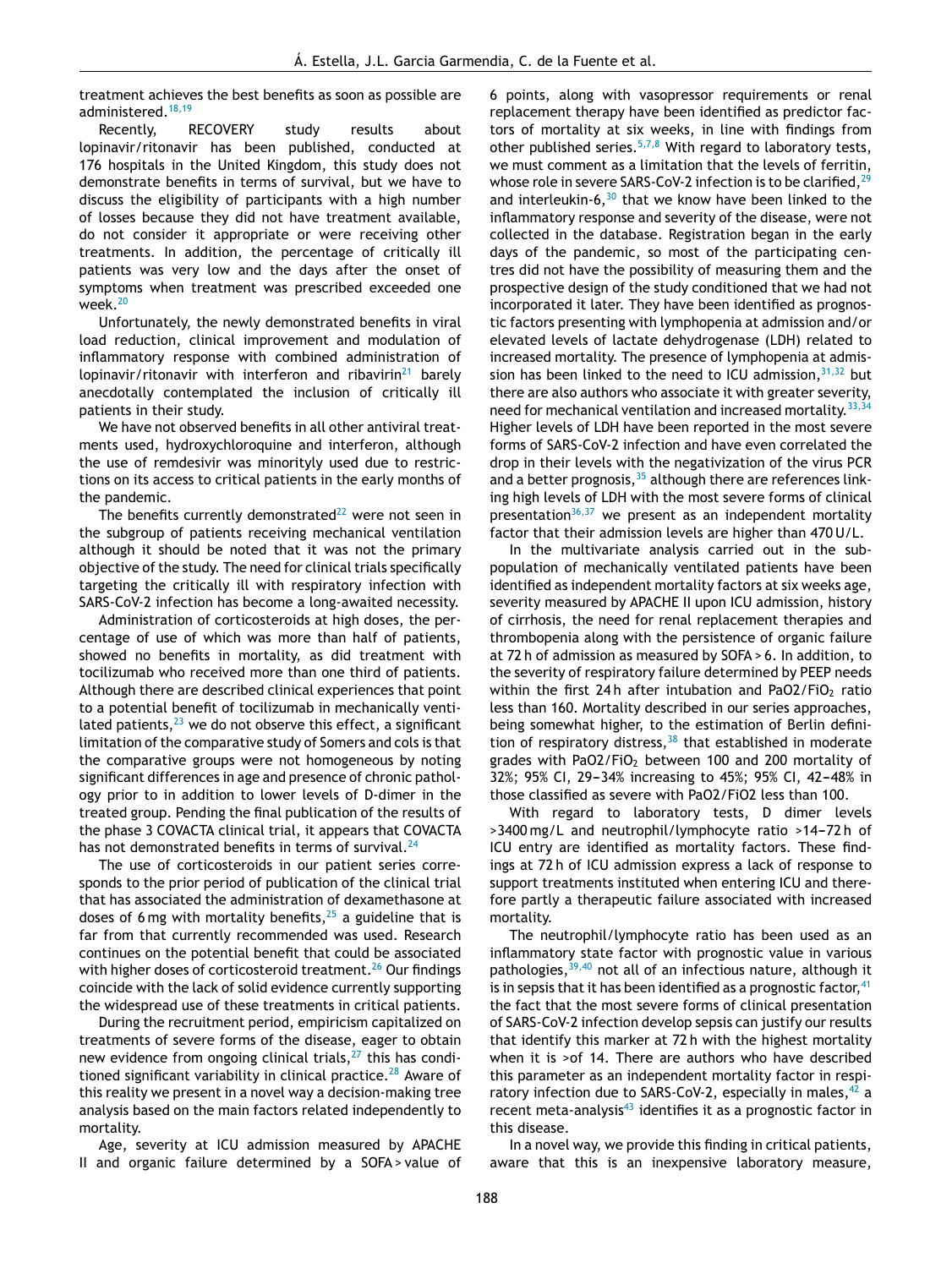treatment achieves the best benefits as soon as possible are administered.[18,19]

Recently, RECOVERY study results about lopinavir/ritonavir has been published, conducted at 176 hospitals in the United Kingdom, this study does not demonstrate benefits in terms of survival, but we have to discuss the eligibility of participants with a high number of losses because they did not have treatment available, do not consider it appropriate or were receiving other treatments. In addition, the percentage of critically ill patients was very low and the days after the onset of symptoms when treatment was prescribed exceeded one week.[20]

Unfortunately, the newly demonstrated benefits in viral load reduction, clinical improvement and modulation of inflammatory response with combined administration of lopinavir/ritonavir with interferon and ribavirin[21] barely anecdotally contemplated the inclusion of critically ill patients in their study.

We have not observed benefits in all other antiviral treatments used, hydroxychloroquine and interferon, although the use of remdesivir was minorityly used due to restrictions on its access to critical patients in the early months of the pandemic.

The benefits currently demonstrated[22] were not seen in the subgroup of patients receiving mechanical ventilation although it should be noted that it was not the primary objective of the study. The need for clinical trials specifically targeting the critically ill with respiratory infection with SARS-CoV-2 infection has become a long-awaited necessity.

Administration of corticosteroids at high doses, the percentage of use of which was more than half of patients, showed no benefits in mortality, as did treatment with tocilizumab who received more than one third of patients. Although there are described clinical experiences that point to a potential benefit of tocilizumab in mechanically ventilated patients,[23] we do not observe this effect, a significant limitation of the comparative study of Somers and cols is that the comparative groups were not homogeneous by noting significant differences in age and presence of chronic pathology prior to in addition to lower levels of D-dimer in the treated group. Pending the final publication of the results of the phase 3 COVACTA clinical trial, it appears that COVACTA has not demonstrated benefits in terms of survival.[24]

The use of corticosteroids in our patient series corresponds to the prior period of publication of the clinical trial that has associated the administration of dexamethasone at doses of 6 mg with mortality benefits,[25] a guideline that is far from that currently recommended was used. Research continues on the potential benefit that could be associated with higher doses of corticosteroid treatment.[26] Our findings coincide with the lack of solid evidence currently supporting the widespread use of these treatments in critical patients.

During the recruitment period, empiricism capitalized on treatments of severe forms of the disease, eager to obtain new evidence from ongoing clinical trials,[27] this has conditioned significant variability in clinical practice.[28] Aware of this reality we present in a novel way a decision-making tree analysis based on the main factors related independently to mortality.

Age, severity at ICU admission measured by APACHE II and organic failure determined by a SOFA > value of 6 points, along with vasopressor requirements or renal replacement therapy have been identified as predictor factors of mortality at six weeks, in line with findings from other published series.[5,7,8] With regard to laboratory tests, we must comment as a limitation that the levels of ferritin, whose role in severe SARS-CoV-2 infection is to be clarified,[29] and interleukin-6,[30] that we know have been linked to the inflammatory response and severity of the disease, were not collected in the database. Registration began in the early days of the pandemic, so most of the participating centres did not have the possibility of measuring them and the prospective design of the study conditioned that we had not incorporated it later. They have been identified as prognostic factors presenting with lymphopenia at admission and/or elevated levels of lactate dehydrogenase (LDH) related to increased mortality. The presence of lymphopenia at admission has been linked to the need to ICU admission,[31,32] but there are also authors who associate it with greater severity, need for mechanical ventilation and increased mortality.[33,34] Higher levels of LDH have been reported in the most severe forms of SARS-CoV-2 infection and have even correlated the drop in their levels with the negativization of the virus PCR and a better prognosis,[35] although there are references linking high levels of LDH with the most severe forms of clinical presentation[36,37] we present as an independent mortality factor that their admission levels are higher than 470 U/L.

In the multivariate analysis carried out on the subpopulation of mechanically ventilated patients have been identified as independent mortality factors at six weeks age, severity measured by APACHE II upon ICU admission, history of cirrhosis, the need for renal replacement therapies and thrombopenia along with the persistence of organic failure at 72 h of admission as measured by SOFA > 6. In addition, to the severity of respiratory failure determined by PEEP needs within the first 24 h after intubation and $PaO2/FiO_2$ ratio less than 160. Mortality described in our series approaches, being somewhat higher, to the estimation of Berlin definition of respiratory distress,[38] that established in moderate grades with $PaO2/FiO_2$ between 100 and 200 mortality of 32%; 95% CI, 29–34% increasing to 45%; 95% CI, 42–48% in those classified as severe with PaO2/FiO2 less than 100.

With regard to laboratory tests, D dimer levels >3400 mg/L and neutrophil/lymphocyte ratio >14–72 h of ICU entry are identified as mortality factors. These findings at 72 h of ICU admission express a lack of response to support treatments instituted when entering ICU and therefore partly a therapeutic failure associated with increased mortality.

The neutrophil/lymphocyte ratio has been used as an inflammatory state factor with prognostic value in various pathologies,[39,40] not all of an infectious nature, although it is in sepsis that it has been identified as a prognostic factor,[41] the fact that the most severe forms of clinical presentation of SARS-CoV-2 infection develop sepsis can justify our results that identify this marker at 72 h with the highest mortality when it is >of 14. There are authors who have described this parameter as an independent mortality factor in respiratory infection due to SARS-CoV-2, especially in males,[42] a recent meta-analysis[43] identifies it as a prognostic factor in this disease.

In a novel way, we provide this finding in critical patients, aware that this is an inexpensive laboratory measure,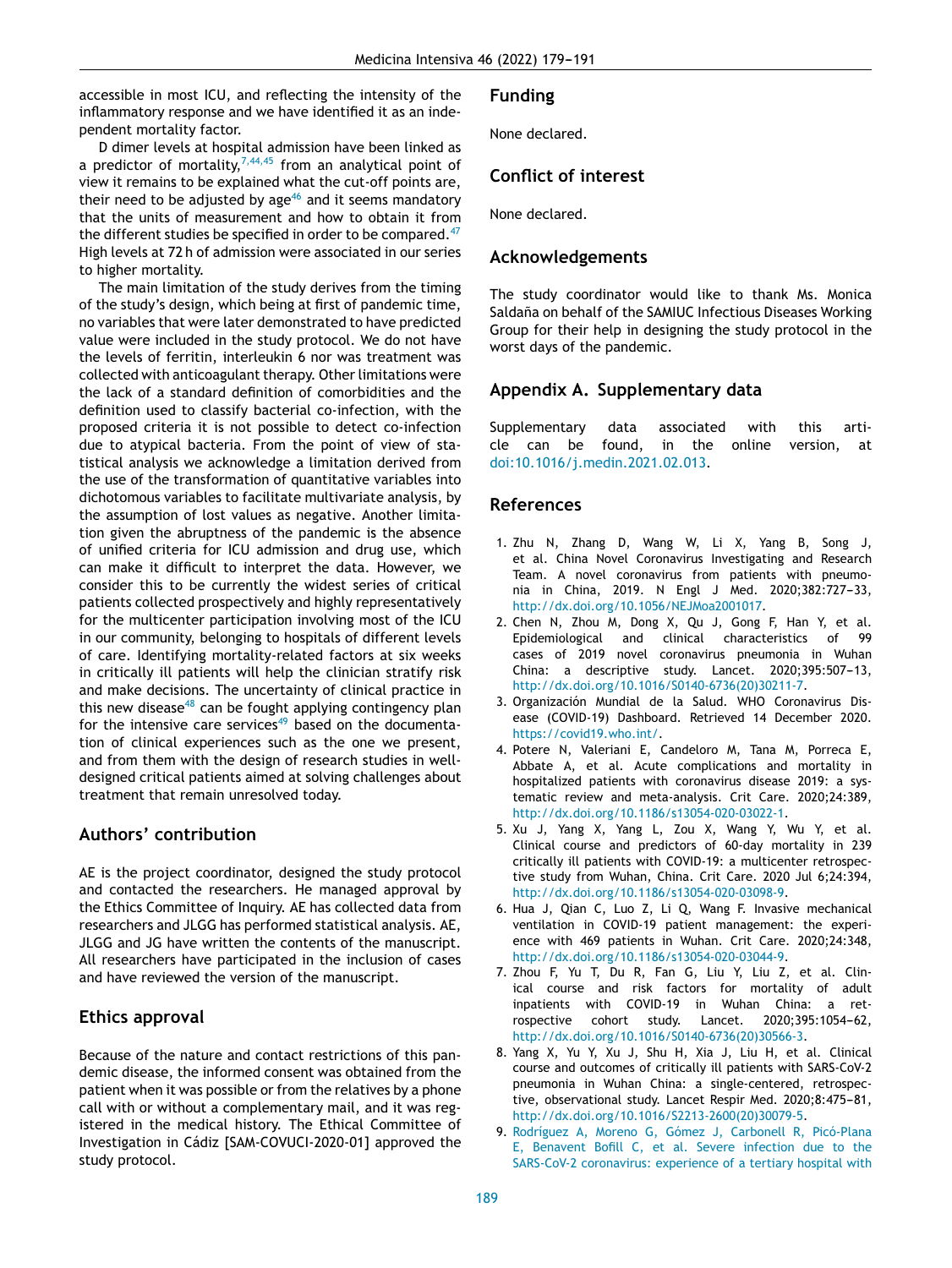accessible in most ICU, and reflecting the intensity of the inflammatory response and we have identified it as an independent mortality factor.

D dimer levels at hospital admission have been linked as a predictor of mortality,[7,44,45] from an analytical point of view it remains to be explained what the cut-off points are, their need to be adjusted by age[46] and it seems mandatory that the units of measurement and how to obtain it from the different studies be specified in order to be compared.[47] High levels at 72 h of admission were associated in our series to higher mortality.

The main limitation of the study derives from the timing of the study's design, which being at first of pandemic time, no variables that were later demonstrated to have predicted value were included in the study protocol. We do not have the levels of ferritin, interleukin 6 nor was treatment was collected with anticoagulant therapy. Other limitations were the lack of a standard definition of comorbidities and the definition used to classify bacterial co-infection, with the proposed criteria it is not possible to detect co-infection due to atypical bacteria. From the point of view of statistical analysis we acknowledge a limitation derived from the use of the transformation of quantitative variables into dichotomous variables to facilitate multivariate analysis, by the assumption of lost values as negative. Another limitation given the abruptness of the pandemic is the absence of unified criteria for ICU admission and drug use, which can make it difficult to interpret the data. However, we consider this to be currently the widest series of critical patients collected prospectively and highly representatively for the multicenter participation involving most of the ICU in our community, belonging to hospitals of different levels of care. Identifying mortality-related factors at six weeks in critically ill patients will help the clinician stratify risk and make decisions. The uncertainty of clinical practice in this new disease[48] can be fought applying contingency plan for the intensive care services[49] based on the documentation of clinical experiences such as the one we present, and from them with the design of research studies in well-designed critical patients aimed at solving challenges about treatment that remain unresolved today.

## Authors' contribution

AE is the project coordinator, designed the study protocol and contacted the researchers. He managed approval by the Ethics Committee of Inquiry. AE has collected data from researchers and JLGG has performed statistical analysis. AE, JLGG and JG have written the contents of the manuscript. All researchers have participated in the inclusion of cases and have reviewed the version of the manuscript.

## Ethics approval

Because of the nature and contact restrictions of this pandemic disease, the informed consent was obtained from the patient when it was possible or from the relatives by a phone call with or without a complementary mail, and it was registered in the medical history. The Ethical Committee of Investigation in Cádiz [SAM-COVUCI-2020-01] approved the study protocol.

## Funding

None declared.

## Conflict of interest

None declared.

## Acknowledgements

The study coordinator would like to thank Ms. Monica Saldaña on behalf of the SAMIUC Infectious Diseases Working Group for their help in designing the study protocol in the worst days of the pandemic.

## Appendix A. Supplementary data

Supplementary data associated with this article can be found, in the online version, at doi:10.1016/j.medin.2021.02.013.

## References

1. Zhu N, Zhang D, Wang W, Li X, Yang B, Song J, et al. China Novel Coronavirus Investigating and Research Team. A novel coronavirus from patients with pneumonia in China, 2019. N Engl J Med. 2020;382:727–33, http://dx.doi.org/10.1056/NEJMoa2001017.
2. Chen N, Zhou M, Dong X, Qu J, Gong F, Han Y, et al. Epidemiological and clinical characteristics of 99 cases of 2019 novel coronavirus pneumonia in Wuhan China: a descriptive study. Lancet. 2020;395:507–13, http://dx.doi.org/10.1016/S0140-6736(20)30211-7.
3. Organización Mundial de la Salud. WHO Coronavirus Disease (COVID-19) Dashboard. Retrieved 14 December 2020. https://covid19.who.int/.
4. Potere N, Valeriani E, Candeloro M, Tana M, Porreca E, Abbate A, et al. Acute complications and mortality in hospitalized patients with coronavirus disease 2019: a systematic review and meta-analysis. Crit Care. 2020;24:389, http://dx.doi.org/10.1186/s13054-020-03022-1.
5. Xu J, Yang X, Yang L, Zou X, Wang Y, Wu Y, et al. Clinical course and predictors of 60-day mortality in 239 critically ill patients with COVID-19: a multicenter retrospective study from Wuhan, China. Crit Care. 2020 Jul 6;24:394, http://dx.doi.org/10.1186/s13054-020-03098-9.
6. Hua J, Qian C, Luo Z, Li Q, Wang F. Invasive mechanical ventilation in COVID-19 patient management: the experience with 469 patients in Wuhan. Crit Care. 2020;24:348, http://dx.doi.org/10.1186/s13054-020-03044-9.
7. Zhou F, Yu T, Du R, Fan G, Liu Y, Liu Z, et al. Clinical course and risk factors for mortality of adult inpatients with COVID-19 in Wuhan China: a retrospective cohort study. Lancet. 2020;395:1054–62, http://dx.doi.org/10.1016/S0140-6736(20)30566-3.
8. Yang X, Yu Y, Xu J, Shu H, Xia J, Liu H, et al. Clinical course and outcomes of critically ill patients with SARS-CoV-2 pneumonia in Wuhan China: a single-centered, retrospective, observational study. Lancet Respir Med. 2020;8:475–81, http://dx.doi.org/10.1016/S2213-2600(20)30079-5.
9. Rodríguez A, Moreno G, Gómez J, Carbonell R, Picó-Plana E, Benavent Bofill C, et al. Severe infection due to the SARS-CoV-2 coronavirus: experience of a tertiary hospital with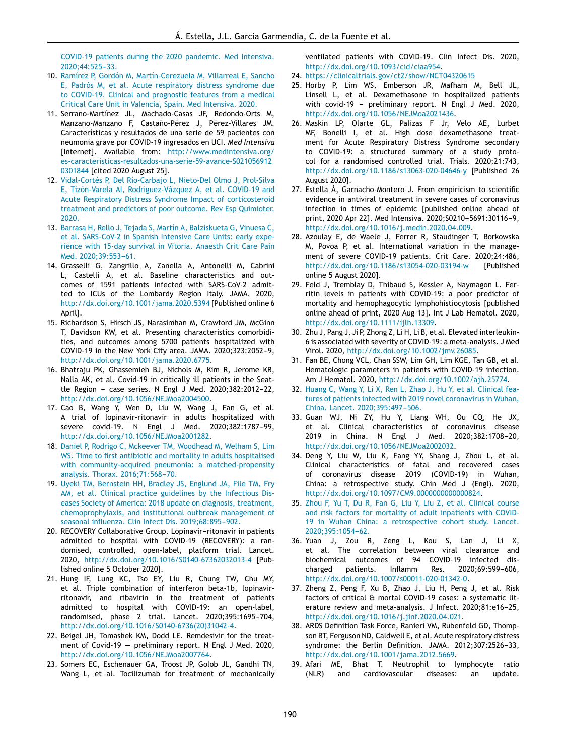COVID-19 patients during the 2020 pandemic. Med Intensiva. 2020;44:525–33.

10. Ramírez P, Gordón M, Martín-Cerezuela M, Villarreal E, Sancho E, Padrós M, et al. Acute respiratory distress syndrome due to COVID-19. Clinical and prognostic features from a medical Critical Care Unit in Valencia, Spain. Med Intensiva. 2020.
11. Serrano-Martínez JL, Machado-Casas JF, Redondo-Orts M, Manzano-Manzano F, Castaño-Pérez J, Pérez-Villares JM. Características y resultados de una serie de 59 pacientes con neumonía grave por COVID-19 ingresados en UCI. *Med Intensiva* [Internet]. Available from: http://www.medintensiva.org/es-caracteristicas-resultados-una-serie-59-avance-S0210569120301844 [cited 2020 August 25].
12. Vidal-Cortés P, Del Río-Carbajo L, Nieto-Del Olmo J, Prol-Silva E, Tizón-Varela AI, Rodríguez-Vázquez A, et al. COVID-19 and Acute Respiratory Distress Syndrome Impact of corticosteroid treatment and predictors of poor outcome. Rev Esp Quimioter. 2020.
13. Barrasa H, Rello J, Tejada S, Martín A, Balziskueta G, Vinuesa C, et al. SARS-CoV-2 in Spanish Intensive Care Units: early experience with 15-day survival in Vitoria. Anaesth Crit Care Pain Med. 2020;39:553–61.
14. Grasselli G, Zangrillo A, Zanella A, Antonelli M, Cabrini L, Castelli A, et al. Baseline characteristics and outcomes of 1591 patients infected with SARS-CoV-2 admitted to ICUs of the Lombardy Region Italy. JAMA. 2020, http://dx.doi.org/10.1001/jama.2020.5394 [Published online 6 April].
15. Richardson S, Hirsch JS, Narasimhan M, Crawford JM, McGinn T, Davidson KW, et al. Presenting characteristics comorbidities, and outcomes among 5700 patients hospitalized with COVID-19 in the New York City area. JAMA. 2020;323:2052–9, http://dx.doi.org/10.1001/jama.2020.6775.
16. Bhatraju PK, Ghassemieh BJ, Nichols M, Kim R, Jerome KR, Nalla AK, et al. Covid-19 in critically ill patients in the Seattle Region – case series. N Engl J Med. 2020;382:2012–22, http://dx.doi.org/10.1056/NEJMoa2004500.
17. Cao B, Wang Y, Wen D, Liu W, Wang J, Fan G, et al. A trial of lopinavir-ritonavir in adults hospitalized with severe covid-19. N Engl J Med. 2020;382:1787–99, http://dx.doi.org/10.1056/NEJMoa2001282.
18. Daniel P, Rodrigo C, Mckeever TM, Woodhead M, Welham S, Lim WS. Time to first antibiotic and mortality in adults hospitalised with community-acquired pneumonia: a matched-propensity analysis. Thorax. 2016;71:568–70.
19. Uyeki TM, Bernstein HH, Bradley JS, Englund JA, File TM, Fry AM, et al. Clinical practice guidelines by the Infectious Diseases Society of America: 2018 update on diagnosis, treatment, chemoprophylaxis, and institutional outbreak management of seasonal influenza. Clin Infect Dis. 2019;68:895–902.
20. RECOVERY Collaborative Group. Lopinavir–ritonavir in patients admitted to hospital with COVID-19 (RECOVERY): a randomised, controlled, open-label, platform trial. Lancet. 2020, http://dx.doi.org/10.1016/S0140-67362032013-4 [Published online 5 October 2020].
21. Hung IF, Lung KC, Tso EY, Liu R, Chung TW, Chu MY, et al. Triple combination of interferon beta-1b, lopinavir-ritonavir, and ribavirin in the treatment of patients admitted to hospital with COVID-19: an open-label, randomised, phase 2 trial. Lancet. 2020;395:1695–704, http://dx.doi.org/10.1016/S0140-6736(20)31042-4.
22. Beigel JH, Tomashek KM, Dodd LE. Remdesivir for the treatment of Covid-19 — preliminary report. N Engl J Med. 2020, http://dx.doi.org/10.1056/NEJMoa2007764.
23. Somers EC, Eschenauer GA, Troost JP, Golob JL, Gandhi TN, Wang L, et al. Tocilizumab for treatment of mechanically ventilated patients with COVID-19. Clin Infect Dis. 2020, http://dx.doi.org/10.1093/cid/ciaa954.
24. https://clinicaltrials.gov/ct2/show/NCT04320615
25. Horby P, Lim WS, Emberson JR, Mafham M, Bell JL, Linsell L, et al. Dexamethasone in hospitalized patients with covid-19 – preliminary report. N Engl J Med. 2020, http://dx.doi.org/10.1056/NEJMoa2021436.
26. Maskin LP, Olarte GL, Palizas F Jr, Velo AE, Lurbet MF, Bonelli I, et al. High dose dexamethasone treatment for Acute Respiratory Distress Syndrome secondary to COVID-19: a structured summary of a study protocol for a randomised controlled trial. Trials. 2020;21:743, http://dx.doi.org/10.1186/s13063-020-04646-y [Published 26 August 2020].
27. Estella Á, Garnacho-Montero J. From empiricism to scientific evidence in antiviral treatment in severe cases of coronavirus infection in times of epidemic [published online ahead of print, 2020 Apr 22]. Med Intensiva. 2020;S0210–5691:30116–9, http://dx.doi.org/10.1016/j.medin.2020.04.009.
28. Azoulay E, de Waele J, Ferrer R, Staudinger T, Borkowska M, Povoa P, et al. International variation in the management of severe COVID-19 patients. Crit Care. 2020;24:486, http://dx.doi.org/10.1186/s13054-020-03194-w [Published online 5 August 2020].
29. Feld J, Tremblay D, Thibaud S, Kessler A, Naymagon L. Ferritin levels in patients with COVID-19: a poor predictor of mortality and hemophagocytic lymphohistiocytosis [published online ahead of print, 2020 Aug 13]. Int J Lab Hematol. 2020, http://dx.doi.org/10.1111/ijlh.13309.
30. Zhu J, Pang J, Ji P, Zhong Z, Li H, Li B, et al. Elevated interleukin-6 is associated with severity of COVID-19: a meta-analysis. J Med Virol. 2020, http://dx.doi.org/10.1002/jmv.26085.
31. Fan BE, Chong VCL, Chan SSW, Lim GH, Lim KGE, Tan GB, et al. Hematologic parameters in patients with COVID-19 infection. Am J Hematol. 2020, http://dx.doi.org/10.1002/ajh.25774.
32. Huang C, Wang Y, Li X, Ren L, Zhao J, Hu Y, et al. Clinical features of patients infected with 2019 novel coronavirus in Wuhan, China. Lancet. 2020;395:497–506.
33. Guan WJ, Ni ZY, Hu Y, Liang WH, Ou CQ, He JX, et al. Clinical characteristics of coronavirus disease 2019 in China. N Engl J Med. 2020;382:1708–20, http://dx.doi.org/10.1056/NEJMoa2002032.
34. Deng Y, Liu W, Liu K, Fang YY, Shang J, Zhou L, et al. Clinical characteristics of fatal and recovered cases of coronavirus disease 2019 (COVID-19) in Wuhan, China: a retrospective study. Chin Med J (Engl). 2020, http://dx.doi.org/10.1097/CM9.0000000000000824.
35. Zhou F, Yu T, Du R, Fan G, Liu Y, Liu Z, et al. Clinical course and risk factors for mortality of adult inpatients with COVID-19 in Wuhan China: a retrospective cohort study. Lancet. 2020;395:1054–62.
36. Yuan J, Zou R, Zeng L, Kou S, Lan J, Li X, et al. The correlation between viral clearance and biochemical outcomes of 94 COVID-19 infected discharged patients. Inflamm Res. 2020;69:599–606, http://dx.doi.org/10.1007/s00011-020-01342-0.
37. Zheng Z, Peng F, Xu B, Zhao J, Liu H, Peng J, et al. Risk factors of critical & mortal COVID-19 cases: a systematic literature review and meta-analysis. J Infect. 2020;81:e16–25, http://dx.doi.org/10.1016/j.jinf.2020.04.021.
38. ARDS Definition Task Force, Ranieri VM, Rubenfeld GD, Thompson BT, Ferguson ND, Caldwell E, et al. Acute respiratory distress syndrome: the Berlin Definition. JAMA. 2012;307:2526–33, http://dx.doi.org/10.1001/jama.2012.5669.
39. Afari ME, Bhat T. Neutrophil to lymphocyte ratio (NLR) and cardiovascular diseases: an update.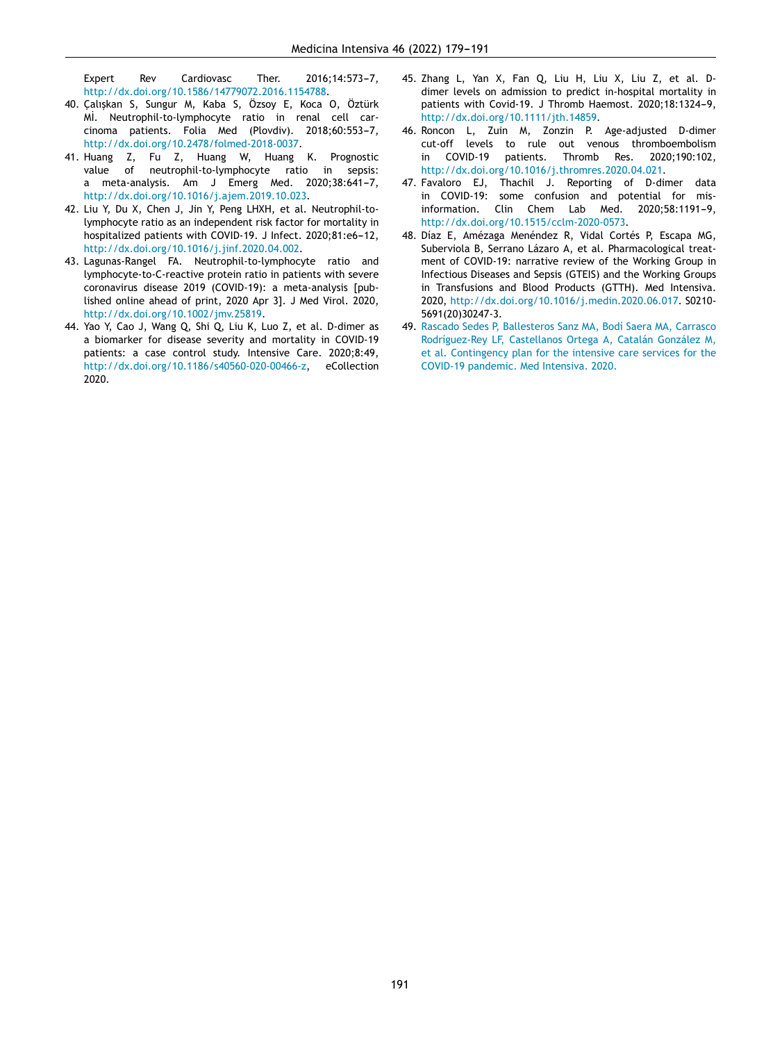Expert Rev Cardiovasc Ther. 2016;14:573–7, http://dx.doi.org/10.1586/14779072.2016.1154788.

40. Çalışkan S, Sungur M, Kaba S, Özsoy E, Koca O, Öztürk Mİ. Neutrophil-to-lymphocyte ratio in renal cell carcinoma patients. Folia Med (Plovdiv). 2018;60:553–7, http://dx.doi.org/10.2478/folmed-2018-0037.
41. Huang Z, Fu Z, Huang W, Huang K. Prognostic value of neutrophil-to-lymphocyte ratio in sepsis: a meta-analysis. Am J Emerg Med. 2020;38:641–7, http://dx.doi.org/10.1016/j.ajem.2019.10.023.
42. Liu Y, Du X, Chen J, Jin Y, Peng LHXH, et al. Neutrophil-to-lymphocyte ratio as an independent risk factor for mortality in hospitalized patients with COVID-19. J Infect. 2020;81:e6–12, http://dx.doi.org/10.1016/j.jinf.2020.04.002.
43. Lagunas-Rangel FA. Neutrophil-to-lymphocyte ratio and lymphocyte-to-C-reactive protein ratio in patients with severe coronavirus disease 2019 (COVID-19): a meta-analysis [published online ahead of print, 2020 Apr 3]. J Med Virol. 2020, http://dx.doi.org/10.1002/jmv.25819.
44. Yao Y, Cao J, Wang Q, Shi Q, Liu K, Luo Z, et al. D-dimer as a biomarker for disease severity and mortality in COVID-19 patients: a case control study. Intensive Care. 2020;8:49, http://dx.doi.org/10.1186/s40560-020-00466-z, eCollection 2020.
45. Zhang L, Yan X, Fan Q, Liu H, Liu X, Liu Z, et al. D-dimer levels on admission to predict in-hospital mortality in patients with Covid-19. J Thromb Haemost. 2020;18:1324–9, http://dx.doi.org/10.1111/jth.14859.
46. Roncon L, Zuin M, Zonzin P. Age-adjusted D-dimer cut-off levels to rule out venous thromboembolism in COVID-19 patients. Thromb Res. 2020;190:102, http://dx.doi.org/10.1016/j.thromres.2020.04.021.
47. Favaloro EJ, Thachil J. Reporting of D-dimer data in COVID-19: some confusion and potential for misinformation. Clin Chem Lab Med. 2020;58:1191–9, http://dx.doi.org/10.1515/cclm-2020-0573.
48. Díaz E, Amézaga Menéndez R, Vidal Cortés P, Escapa MG, Suberviola B, Serrano Lázaro A, et al. Pharmacological treatment of COVID-19: narrative review of the Working Group in Infectious Diseases and Sepsis (GTEIS) and the Working Groups in Transfusions and Blood Products (GTTH). Med Intensiva. 2020, http://dx.doi.org/10.1016/j.medin.2020.06.017. S0210-5691(20)30247-3.
49. Rascado Sedes P, Ballesteros Sanz MA, Bodí Saera MA, Carrasco Rodríguez-Rey LF, Castellanos Ortega A, Catalán González M, et al. Contingency plan for the intensive care services for the COVID-19 pandemic. Med Intensiva. 2020.